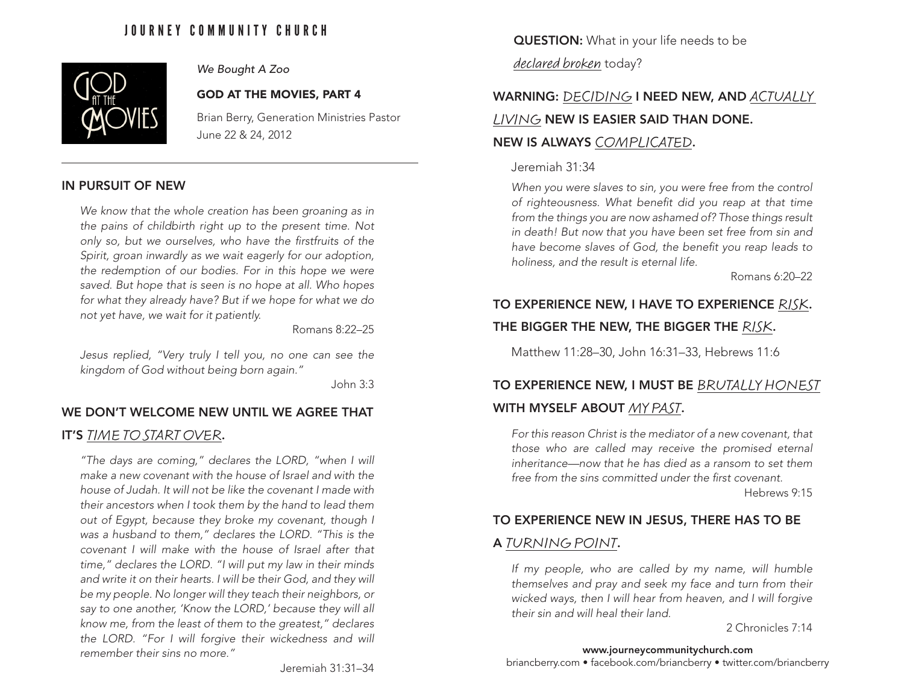# JOURNEY COMMUNITY CHURCH

*We Bought A Zoo*

**GOD AT THE MOVIES, PART 4**

Brian Berry, Generation Ministries Pastor
June 22 & 24, 2012

## IN PURSUIT OF NEW

*We know that the whole creation has been groaning as in the pains of childbirth right up to the present time. Not only so, but we ourselves, who have the firstfruits of the Spirit, groan inwardly as we wait eagerly for our adoption, the redemption of our bodies. For in this hope we were saved. But hope that is seen is no hope at all. Who hopes for what they already have? But if we hope for what we do not yet have, we wait for it patiently.*

Romans 8:22–25

*Jesus replied, "Very truly I tell you, no one can see the kingdom of God without being born again."*

John 3:3

## WE DON'T WELCOME NEW UNTIL WE AGREE THAT IT'S *TIME TO START OVER*.

*"The days are coming," declares the LORD, "when I will make a new covenant with the house of Israel and with the house of Judah. It will not be like the covenant I made with their ancestors when I took them by the hand to lead them out of Egypt, because they broke my covenant, though I was a husband to them," declares the LORD. "This is the covenant I will make with the house of Israel after that time," declares the LORD. "I will put my law in their minds and write it on their hearts. I will be their God, and they will be my people. No longer will they teach their neighbors, or say to one another, 'Know the LORD,' because they will all know me, from the least of them to the greatest," declares the LORD. "For I will forgive their wickedness and will remember their sins no more."*

Jeremiah 31:31–34

**QUESTION:** What in your life needs to be *declared broken* today?

## WARNING: *DECIDING* I NEED NEW, AND *ACTUALLY LIVING* NEW IS EASIER SAID THAN DONE. NEW IS ALWAYS *COMPLICATED*.

Jeremiah 31:34

*When you were slaves to sin, you were free from the control of righteousness. What benefit did you reap at that time from the things you are now ashamed of? Those things result in death! But now that you have been set free from sin and have become slaves of God, the benefit you reap leads to holiness, and the result is eternal life.*

Romans 6:20–22

## TO EXPERIENCE NEW, I HAVE TO EXPERIENCE *RISK*. THE BIGGER THE NEW, THE BIGGER THE *RISK*.

Matthew 11:28–30, John 16:31–33, Hebrews 11:6

## TO EXPERIENCE NEW, I MUST BE *BRUTALLY HONEST* WITH MYSELF ABOUT *MY PAST*.

*For this reason Christ is the mediator of a new covenant, that those who are called may receive the promised eternal inheritance—now that he has died as a ransom to set them free from the sins committed under the first covenant.*

Hebrews 9:15

## TO EXPERIENCE NEW IN JESUS, THERE HAS TO BE A *TURNING POINT*.

*If my people, who are called by my name, will humble themselves and pray and seek my face and turn from their wicked ways, then I will hear from heaven, and I will forgive their sin and will heal their land.*

2 Chronicles 7:14

**www.journeycommunitychurch.com**
briancberry.com • facebook.com/briancberry • twitter.com/briancberry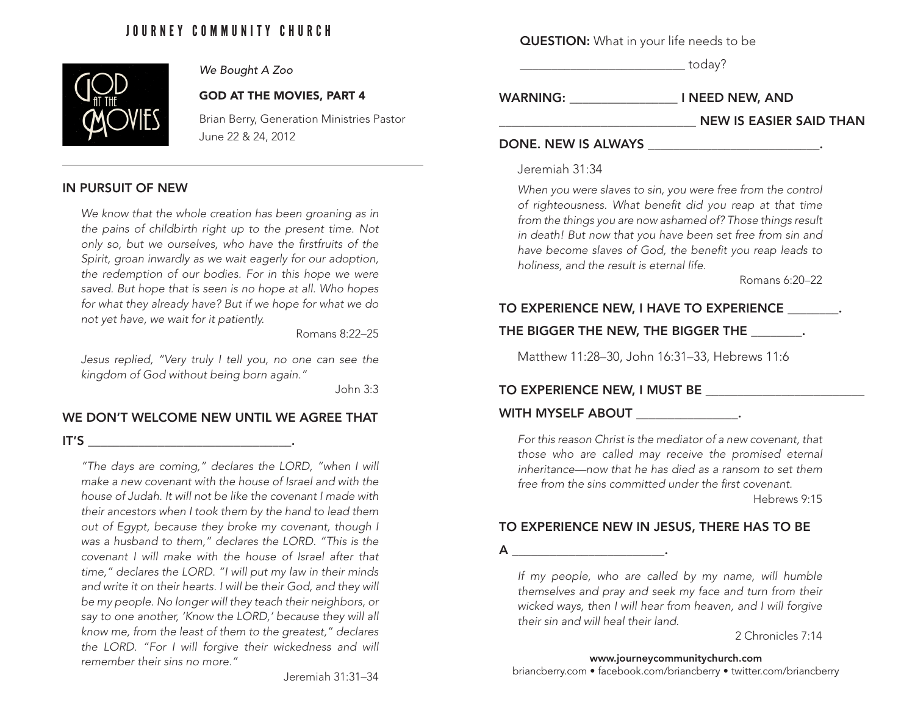JOURNEY COMMUNITY CHURCH

*We Bought A Zoo*

**GOD AT THE MOVIES, PART 4**

Brian Berry, Generation Ministries Pastor
June 22 & 24, 2012

## IN PURSUIT OF NEW

*We know that the whole creation has been groaning as in the pains of childbirth right up to the present time. Not only so, but we ourselves, who have the firstfruits of the Spirit, groan inwardly as we wait eagerly for our adoption, the redemption of our bodies. For in this hope we were saved. But hope that is seen is no hope at all. Who hopes for what they already have? But if we hope for what we do not yet have, we wait for it patiently.*

Romans 8:22–25

*Jesus replied, "Very truly I tell you, no one can see the kingdom of God without being born again."*

John 3:3

**WE DON'T WELCOME NEW UNTIL WE AGREE THAT IT'S \_\_\_\_\_\_\_\_\_\_\_\_\_\_\_\_\_\_\_\_\_\_\_\_\_\_\_\_\_\_.**

*"The days are coming," declares the LORD, "when I will make a new covenant with the house of Israel and with the house of Judah. It will not be like the covenant I made with their ancestors when I took them by the hand to lead them out of Egypt, because they broke my covenant, though I was a husband to them," declares the LORD. "This is the covenant I will make with the house of Israel after that time," declares the LORD. "I will put my law in their minds and write it on their hearts. I will be their God, and they will be my people. No longer will they teach their neighbors, or say to one another, 'Know the LORD,' because they will all know me, from the least of them to the greatest," declares the LORD. "For I will forgive their wickedness and will remember their sins no more."*

Jeremiah 31:31–34

**QUESTION:** What in your life needs to be \_\_\_\_\_\_\_\_\_\_\_\_\_\_\_\_\_\_\_\_\_\_\_\_\_\_ today?

**WARNING: \_\_\_\_\_\_\_\_\_\_\_\_\_\_\_\_ I NEED NEW, AND \_\_\_\_\_\_\_\_\_\_\_\_\_\_\_\_\_\_\_\_\_\_\_\_\_\_\_\_\_\_ NEW IS EASIER SAID THAN DONE. NEW IS ALWAYS \_\_\_\_\_\_\_\_\_\_\_\_\_\_\_\_\_\_\_\_\_\_\_\_\_\_.**

Jeremiah 31:34

*When you were slaves to sin, you were free from the control of righteousness. What benefit did you reap at that time from the things you are now ashamed of? Those things result in death! But now that you have been set free from sin and have become slaves of God, the benefit you reap leads to holiness, and the result is eternal life.*

Romans 6:20–22

**TO EXPERIENCE NEW, I HAVE TO EXPERIENCE \_\_\_\_\_\_\_\_.**

**THE BIGGER THE NEW, THE BIGGER THE \_\_\_\_\_\_\_\_.**

Matthew 11:28–30, John 16:31–33, Hebrews 11:6

**TO EXPERIENCE NEW, I MUST BE \_\_\_\_\_\_\_\_\_\_\_\_\_\_\_\_\_\_\_\_\_\_\_\_ WITH MYSELF ABOUT \_\_\_\_\_\_\_\_\_\_\_\_\_\_\_.**

*For this reason Christ is the mediator of a new covenant, that those who are called may receive the promised eternal inheritance—now that he has died as a ransom to set them free from the sins committed under the first covenant.*

Hebrews 9:15

**TO EXPERIENCE NEW IN JESUS, THERE HAS TO BE A \_\_\_\_\_\_\_\_\_\_\_\_\_\_\_\_\_\_\_\_\_\_\_.**

*If my people, who are called by my name, will humble themselves and pray and seek my face and turn from their wicked ways, then I will hear from heaven, and I will forgive their sin and will heal their land.*

2 Chronicles 7:14

**www.journeycommunitychurch.com**
briancberry.com • facebook.com/briancberry • twitter.com/briancberry